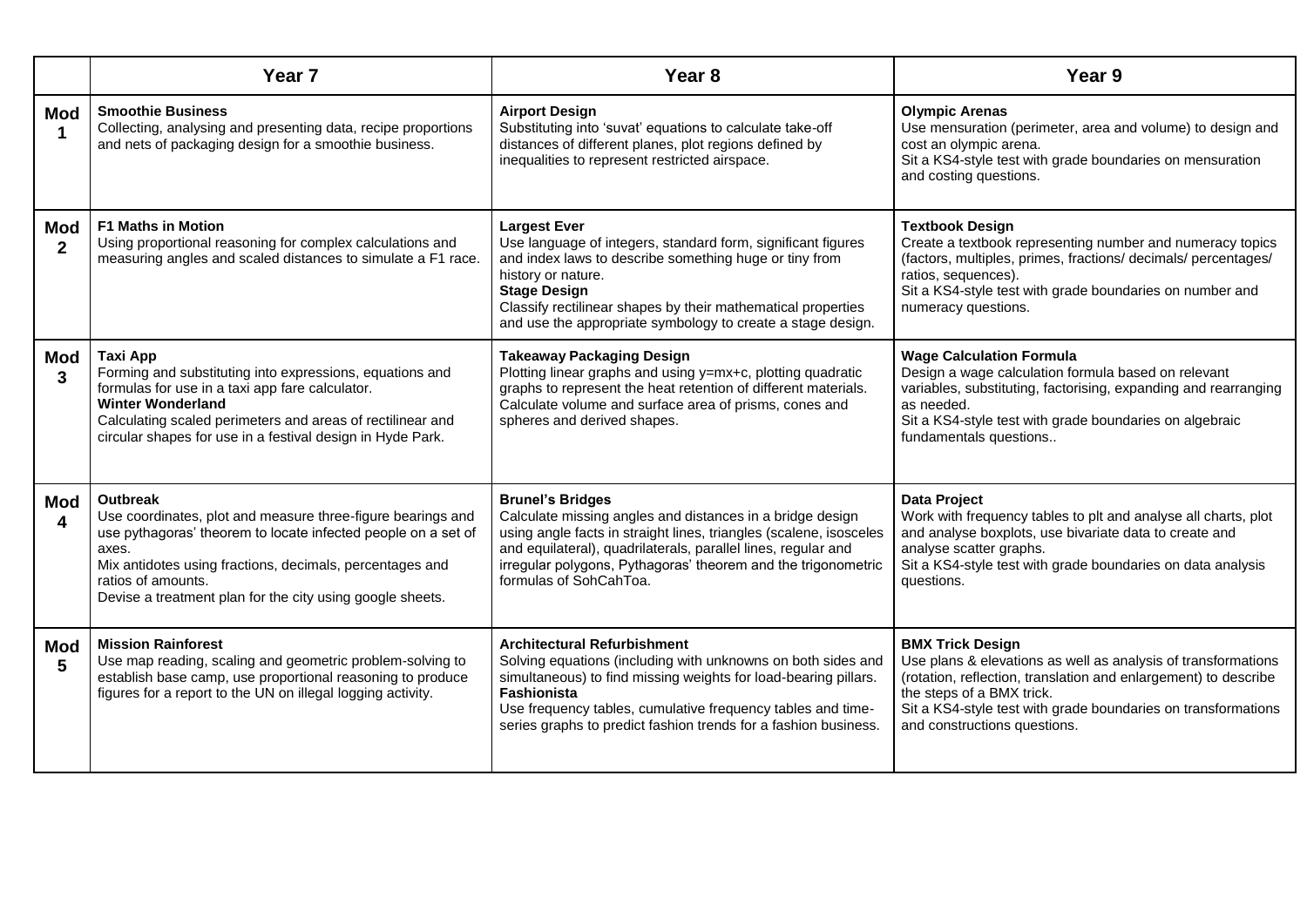| | Year 7 | Year 8 | Year 9 |
|---|---|---|---|
| **Mod 1** | **Smoothie Business**<br>Collecting, analysing and presenting data, recipe proportions and nets of packaging design for a smoothie business. | **Airport Design**<br>Substituting into 'suvat' equations to calculate take-off distances of different planes, plot regions defined by inequalities to represent restricted airspace. | **Olympic Arenas**<br>Use mensuration (perimeter, area and volume) to design and cost an olympic arena.<br>Sit a KS4-style test with grade boundaries on mensuration and costing questions. |
| **Mod 2** | **F1 Maths in Motion**<br>Using proportional reasoning for complex calculations and measuring angles and scaled distances to simulate a F1 race. | **Largest Ever**<br>Use language of integers, standard form, significant figures and index laws to describe something huge or tiny from history or nature.<br>**Stage Design**<br>Classify rectilinear shapes by their mathematical properties and use the appropriate symbology to create a stage design. | **Textbook Design**<br>Create a textbook representing number and numeracy topics (factors, multiples, primes, fractions/ decimals/ percentages/ ratios, sequences).<br>Sit a KS4-style test with grade boundaries on number and numeracy questions. |
| **Mod 3** | **Taxi App**<br>Forming and substituting into expressions, equations and formulas for use in a taxi app fare calculator.<br>**Winter Wonderland**<br>Calculating scaled perimeters and areas of rectilinear and circular shapes for use in a festival design in Hyde Park. | **Takeaway Packaging Design**<br>Plotting linear graphs and using y=mx+c, plotting quadratic graphs to represent the heat retention of different materials. Calculate volume and surface area of prisms, cones and spheres and derived shapes. | **Wage Calculation Formula**<br>Design a wage calculation formula based on relevant variables, substituting, factorising, expanding and rearranging as needed.<br>Sit a KS4-style test with grade boundaries on algebraic fundamentals questions.. |
| **Mod 4** | **Outbreak**<br>Use coordinates, plot and measure three-figure bearings and use pythagoras' theorem to locate infected people on a set of axes.<br>Mix antidotes using fractions, decimals, percentages and ratios of amounts.<br>Devise a treatment plan for the city using google sheets. | **Brunel's Bridges**<br>Calculate missing angles and distances in a bridge design using angle facts in straight lines, triangles (scalene, isosceles and equilateral), quadrilaterals, parallel lines, regular and irregular polygons, Pythagoras' theorem and the trigonometric formulas of SohCahToa. | **Data Project**<br>Work with frequency tables to plt and analyse all charts, plot and analyse boxplots, use bivariate data to create and analyse scatter graphs.<br>Sit a KS4-style test with grade boundaries on data analysis questions. |
| **Mod 5** | **Mission Rainforest**<br>Use map reading, scaling and geometric problem-solving to establish base camp, use proportional reasoning to produce figures for a report to the UN on illegal logging activity. | **Architectural Refurbishment**<br>Solving equations (including with unknowns on both sides and simultaneous) to find missing weights for load-bearing pillars.<br>**Fashionista**<br>Use frequency tables, cumulative frequency tables and time-series graphs to predict fashion trends for a fashion business. | **BMX Trick Design**<br>Use plans & elevations as well as analysis of transformations (rotation, reflection, translation and enlargement) to describe the steps of a BMX trick.<br>Sit a KS4-style test with grade boundaries on transformations and constructions questions. |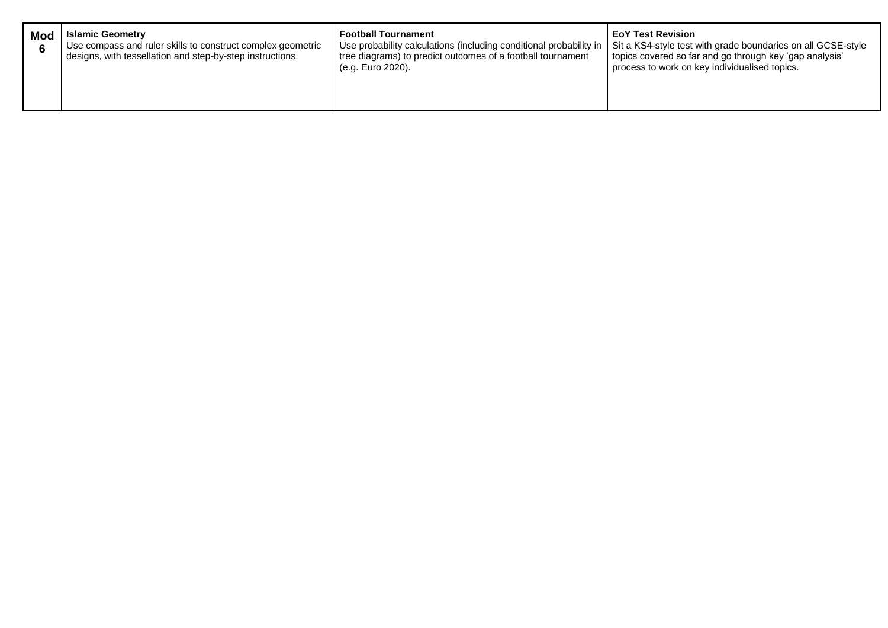| | | | |
|---|---|---|---|
| **Mod 6** | **Islamic Geometry**<br>Use compass and ruler skills to construct complex geometric designs, with tessellation and step-by-step instructions. | **Football Tournament**<br>Use probability calculations (including conditional probability in tree diagrams) to predict outcomes of a football tournament (e.g. Euro 2020). | **EoY Test Revision**<br>Sit a KS4-style test with grade boundaries on all GCSE-style topics covered so far and go through key 'gap analysis' process to work on key individualised topics. |